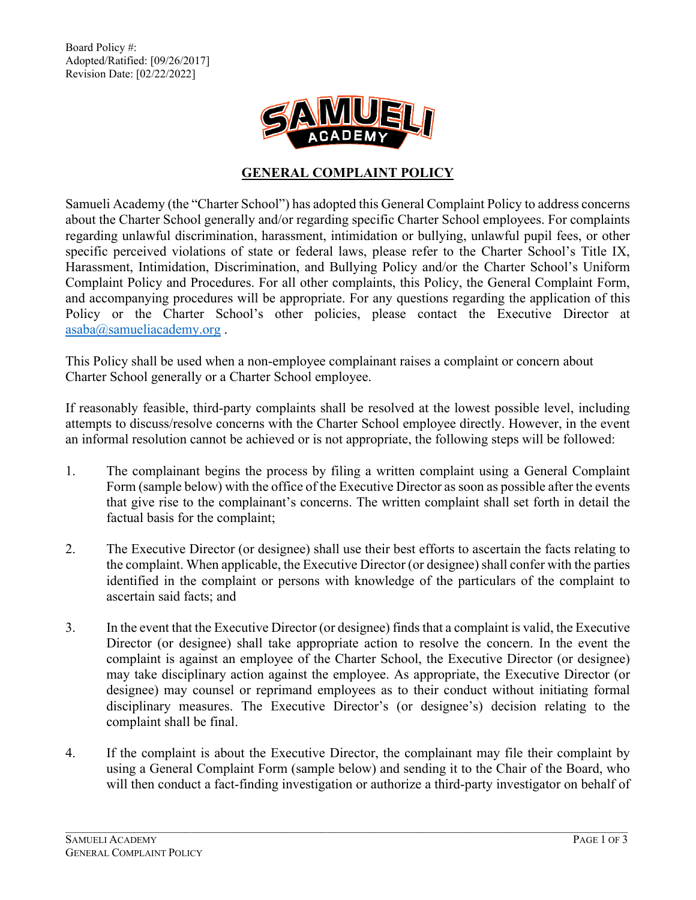Board Policy #:
Adopted/Ratified: [09/26/2017]
Revision Date: [02/22/2022]

# GENERAL COMPLAINT POLICY

Samueli Academy (the "Charter School") has adopted this General Complaint Policy to address concerns about the Charter School generally and/or regarding specific Charter School employees. For complaints regarding unlawful discrimination, harassment, intimidation or bullying, unlawful pupil fees, or other specific perceived violations of state or federal laws, please refer to the Charter School's Title IX, Harassment, Intimidation, Discrimination, and Bullying Policy and/or the Charter School's Uniform Complaint Policy and Procedures. For all other complaints, this Policy, the General Complaint Form, and accompanying procedures will be appropriate. For any questions regarding the application of this Policy or the Charter School's other policies, please contact the Executive Director at asaba@samueliacademy.org .

This Policy shall be used when a non-employee complainant raises a complaint or concern about Charter School generally or a Charter School employee.

If reasonably feasible, third-party complaints shall be resolved at the lowest possible level, including attempts to discuss/resolve concerns with the Charter School employee directly. However, in the event an informal resolution cannot be achieved or is not appropriate, the following steps will be followed:

1. The complainant begins the process by filing a written complaint using a General Complaint Form (sample below) with the office of the Executive Director as soon as possible after the events that give rise to the complainant's concerns. The written complaint shall set forth in detail the factual basis for the complaint;

2. The Executive Director (or designee) shall use their best efforts to ascertain the facts relating to the complaint. When applicable, the Executive Director (or designee) shall confer with the parties identified in the complaint or persons with knowledge of the particulars of the complaint to ascertain said facts; and

3. In the event that the Executive Director (or designee) finds that a complaint is valid, the Executive Director (or designee) shall take appropriate action to resolve the concern. In the event the complaint is against an employee of the Charter School, the Executive Director (or designee) may take disciplinary action against the employee. As appropriate, the Executive Director (or designee) may counsel or reprimand employees as to their conduct without initiating formal disciplinary measures. The Executive Director's (or designee's) decision relating to the complaint shall be final.

4. If the complaint is about the Executive Director, the complainant may file their complaint by using a General Complaint Form (sample below) and sending it to the Chair of the Board, who will then conduct a fact-finding investigation or authorize a third-party investigator on behalf of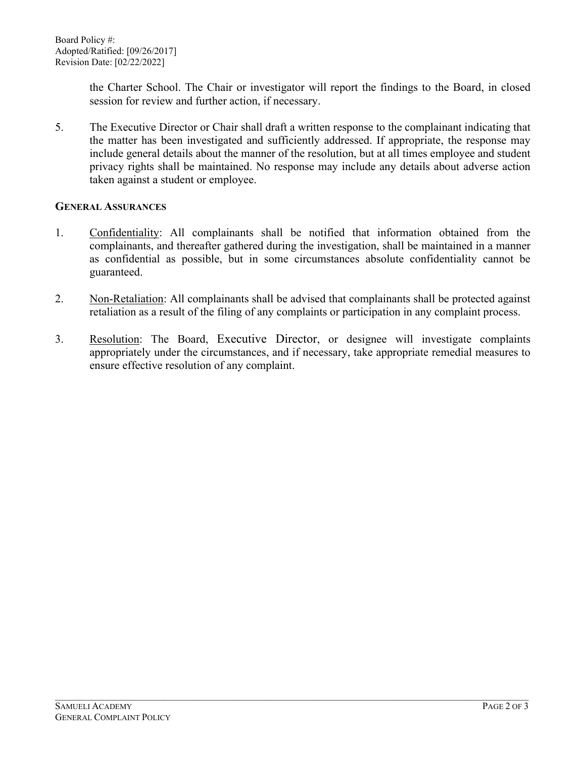the Charter School. The Chair or investigator will report the findings to the Board, in closed session for review and further action, if necessary.

5. The Executive Director or Chair shall draft a written response to the complainant indicating that the matter has been investigated and sufficiently addressed. If appropriate, the response may include general details about the manner of the resolution, but at all times employee and student privacy rights shall be maintained. No response may include any details about adverse action taken against a student or employee.

**GENERAL ASSURANCES**

1. Confidentiality: All complainants shall be notified that information obtained from the complainants, and thereafter gathered during the investigation, shall be maintained in a manner as confidential as possible, but in some circumstances absolute confidentiality cannot be guaranteed.

2. Non-Retaliation: All complainants shall be advised that complainants shall be protected against retaliation as a result of the filing of any complaints or participation in any complaint process.

3. Resolution: The Board, Executive Director, or designee will investigate complaints appropriately under the circumstances, and if necessary, take appropriate remedial measures to ensure effective resolution of any complaint.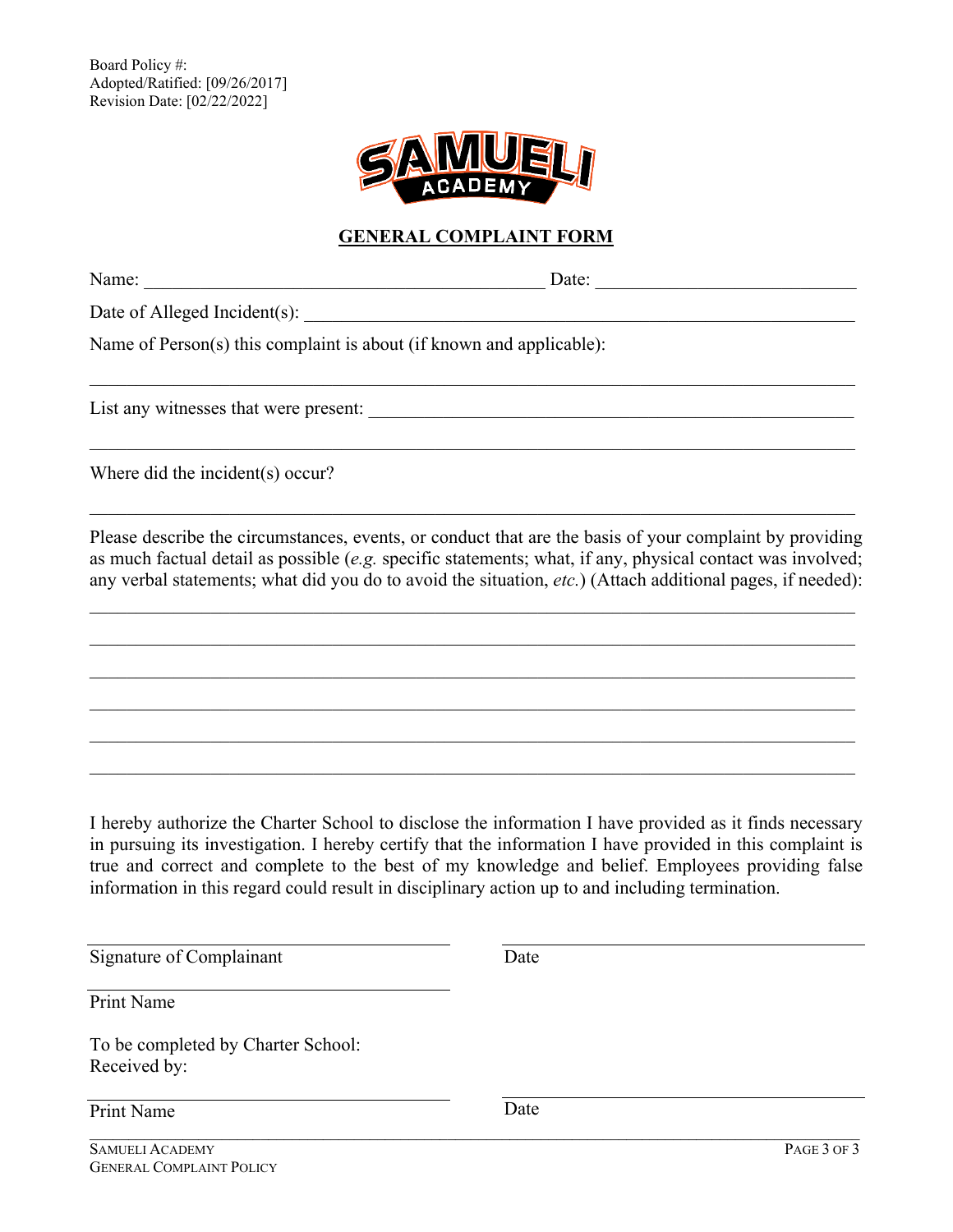Board Policy #:
Adopted/Ratified: [09/26/2017]
Revision Date: [02/22/2022]

SAMUELI ACADEMY

## GENERAL COMPLAINT FORM

Name: ___________________________________________ Date: ___________________________

Date of Alleged Incident(s): ___________________________________________________________

Name of Person(s) this complaint is about (if known and applicable):

_____________________________________________________________________________________

List any witnesses that were present: _____________________________________________________

_____________________________________________________________________________________

Where did the incident(s) occur?

_____________________________________________________________________________________

Please describe the circumstances, events, or conduct that are the basis of your complaint by providing as much factual detail as possible (*e.g.* specific statements; what, if any, physical contact was involved; any verbal statements; what did you do to avoid the situation, *etc.*) (Attach additional pages, if needed):

_____________________________________________________________________________________

_____________________________________________________________________________________

_____________________________________________________________________________________

_____________________________________________________________________________________

_____________________________________________________________________________________

_____________________________________________________________________________________

I hereby authorize the Charter School to disclose the information I have provided as it finds necessary in pursuing its investigation. I hereby certify that the information I have provided in this complaint is true and correct and complete to the best of my knowledge and belief. Employees providing false information in this regard could result in disciplinary action up to and including termination.

_______________________________________ _______________________________________
Signature of Complainant Date

_______________________________________
Print Name

To be completed by Charter School:
Received by:

_______________________________________ _______________________________________
Print Name Date